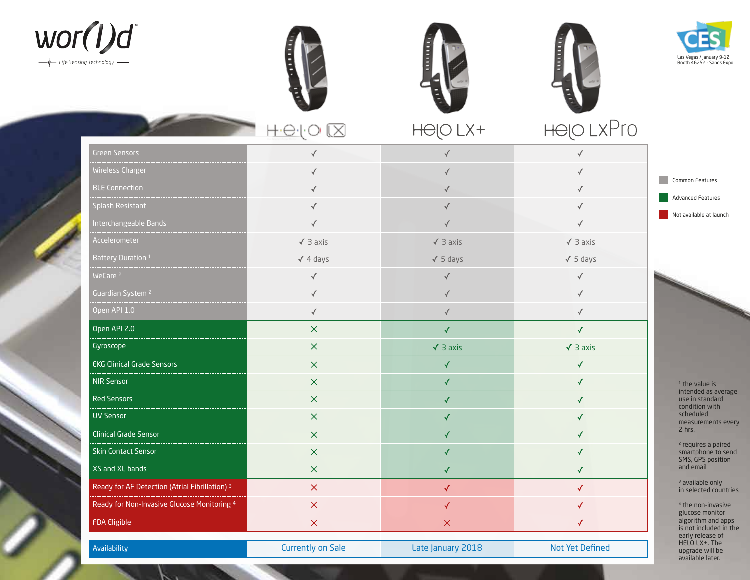wor(l)d™

Life Sensing Technology

CES – Las Vegas / January 9-12 – Booth 46252 - Sands Expo

| | HELO LX | HELO LX+ | HELO LXPro |
|---|---|---|---|
| Green Sensors | ✓ | ✓ | ✓ |
| Wireless Charger | ✓ | ✓ | ✓ |
| BLE Connection | ✓ | ✓ | ✓ |
| Splash Resistant | ✓ | ✓ | ✓ |
| Interchangeable Bands | ✓ | ✓ | ✓ |
| Accelerometer | ✓ 3 axis | ✓ 3 axis | ✓ 3 axis |
| Battery Duration [1] | ✓ 4 days | ✓ 5 days | ✓ 5 days |
| WeCare [2] | ✓ | ✓ | ✓ |
| Guardian System [2] | ✓ | ✓ | ✓ |
| Open API 1.0 | ✓ | ✓ | ✓ |
| Open API 2.0 | ✗ | ✓ | ✓ |
| Gyroscope | ✗ | ✓ 3 axis | ✓ 3 axis |
| EKG Clinical Grade Sensors | ✗ | ✓ | ✓ |
| NIR Sensor | ✗ | ✓ | ✓ |
| Red Sensors | ✗ | ✓ | ✓ |
| UV Sensor | ✗ | ✓ | ✓ |
| Clinical Grade Sensor | ✗ | ✓ | ✓ |
| Skin Contact Sensor | ✗ | ✓ | ✓ |
| XS and XL bands | ✗ | ✓ | ✓ |
| Ready for AF Detection (Atrial Fibrillation) [3] | ✗ | ✓ | ✓ |
| Ready for Non-Invasive Glucose Monitoring [4] | ✗ | ✓ | ✓ |
| FDA Eligible | ✗ | ✗ | ✓ |
| Availability | Currently on Sale | Late January 2018 | Not Yet Defined |

- Common Features
- Advanced Features
- Not available at launch

[1] the value is intended as average use in standard condition with scheduled measurements every 2 hrs.

[2] requires a paired smartphone to send SMS, GPS position and email

[3] available only in selected countries

[4] the non-invasive glucose monitor algorithm and apps is not included in the early release of HELO LX+. The upgrade will be available later.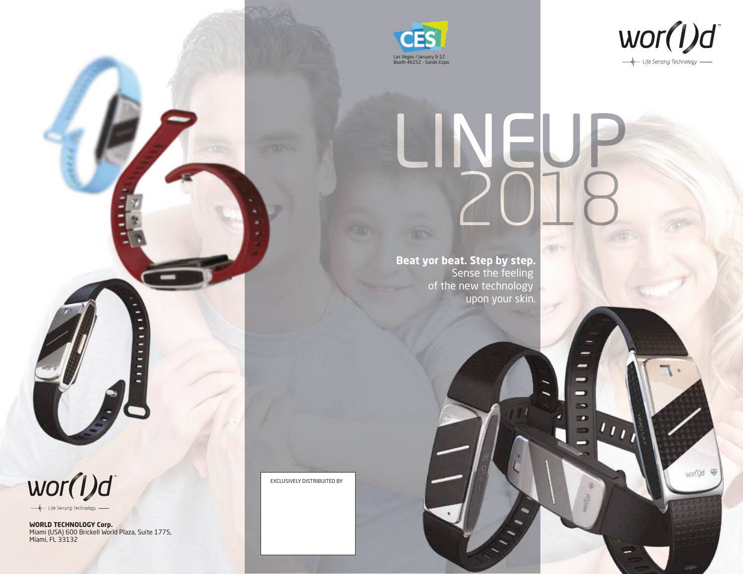CES
Las Vegas / January 9-12
Booth 46252 - Sands Expo

wor(l)d™
Life Sensing Technology

# LINEUP 2018

**Beat yor beat. Step by step.**
Sense the feeling
of the new technology
upon your skin.

EXCLUSIVELY DISTRIBUITED BY

wor(l)d™
Life Sensing Technology

**WORLD TECHNOLOGY Corp.**
Miami (USA) 600 Brickell World Plaza, Suite 1775,
Miami, FL 33132